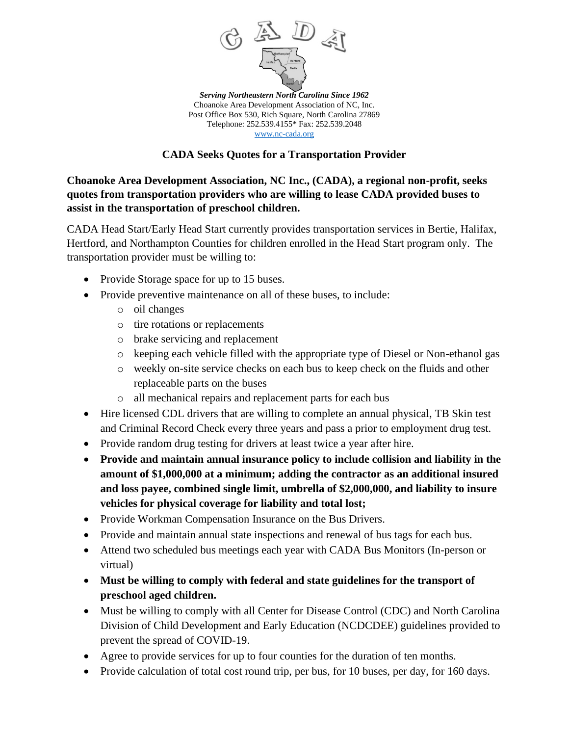*Serving Northeastern North Carolina Since 1962*
Choanoke Area Development Association of NC, Inc.
Post Office Box 530, Rich Square, North Carolina 27869
Telephone: 252.539.4155* Fax: 252.539.2048
www.nc-cada.org

## CADA Seeks Quotes for a Transportation Provider

**Choanoke Area Development Association, NC Inc., (CADA), a regional non-profit, seeks quotes from transportation providers who are willing to lease CADA provided buses to assist in the transportation of preschool children.**

CADA Head Start/Early Head Start currently provides transportation services in Bertie, Halifax, Hertford, and Northampton Counties for children enrolled in the Head Start program only. The transportation provider must be willing to:

- Provide Storage space for up to 15 buses.
- Provide preventive maintenance on all of these buses, to include:
  - oil changes
  - tire rotations or replacements
  - brake servicing and replacement
  - keeping each vehicle filled with the appropriate type of Diesel or Non-ethanol gas
  - weekly on-site service checks on each bus to keep check on the fluids and other replaceable parts on the buses
  - all mechanical repairs and replacement parts for each bus
- Hire licensed CDL drivers that are willing to complete an annual physical, TB Skin test and Criminal Record Check every three years and pass a prior to employment drug test.
- Provide random drug testing for drivers at least twice a year after hire.
- **Provide and maintain annual insurance policy to include collision and liability in the amount of $1,000,000 at a minimum; adding the contractor as an additional insured and loss payee, combined single limit, umbrella of $2,000,000, and liability to insure vehicles for physical coverage for liability and total lost;**
- Provide Workman Compensation Insurance on the Bus Drivers.
- Provide and maintain annual state inspections and renewal of bus tags for each bus.
- Attend two scheduled bus meetings each year with CADA Bus Monitors (In-person or virtual)
- **Must be willing to comply with federal and state guidelines for the transport of preschool aged children.**
- Must be willing to comply with all Center for Disease Control (CDC) and North Carolina Division of Child Development and Early Education (NCDCDEE) guidelines provided to prevent the spread of COVID-19.
- Agree to provide services for up to four counties for the duration of ten months.
- Provide calculation of total cost round trip, per bus, for 10 buses, per day, for 160 days.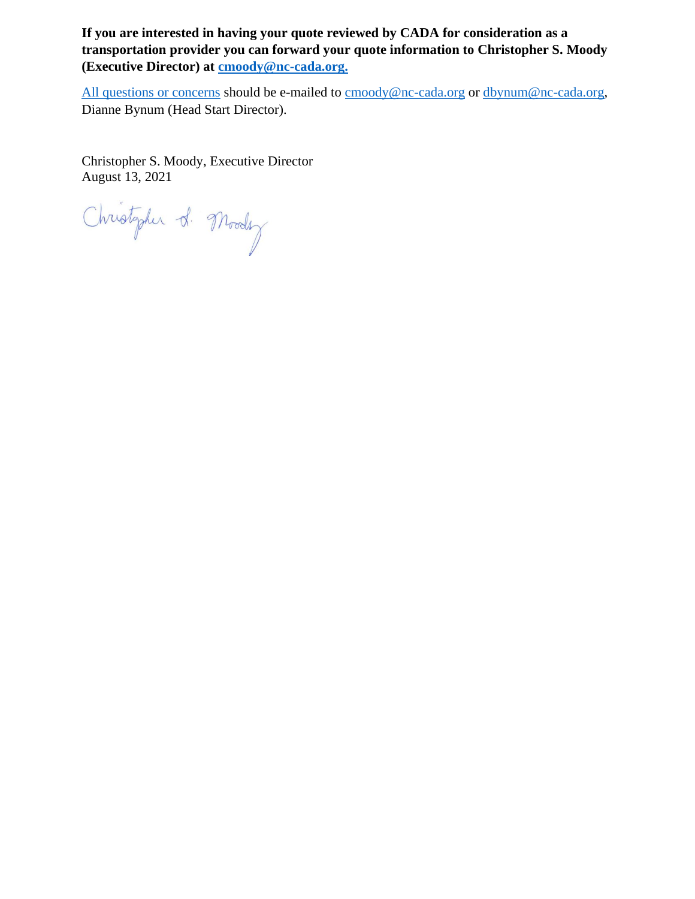**If you are interested in having your quote reviewed by CADA for consideration as a transportation provider you can forward your quote information to Christopher S. Moody (Executive Director) at cmoody@nc-cada.org.**

All questions or concerns should be e-mailed to cmoody@nc-cada.org or dbynum@nc-cada.org, Dianne Bynum (Head Start Director).

Christopher S. Moody, Executive Director
August 13, 2021

Christopher S. Moody